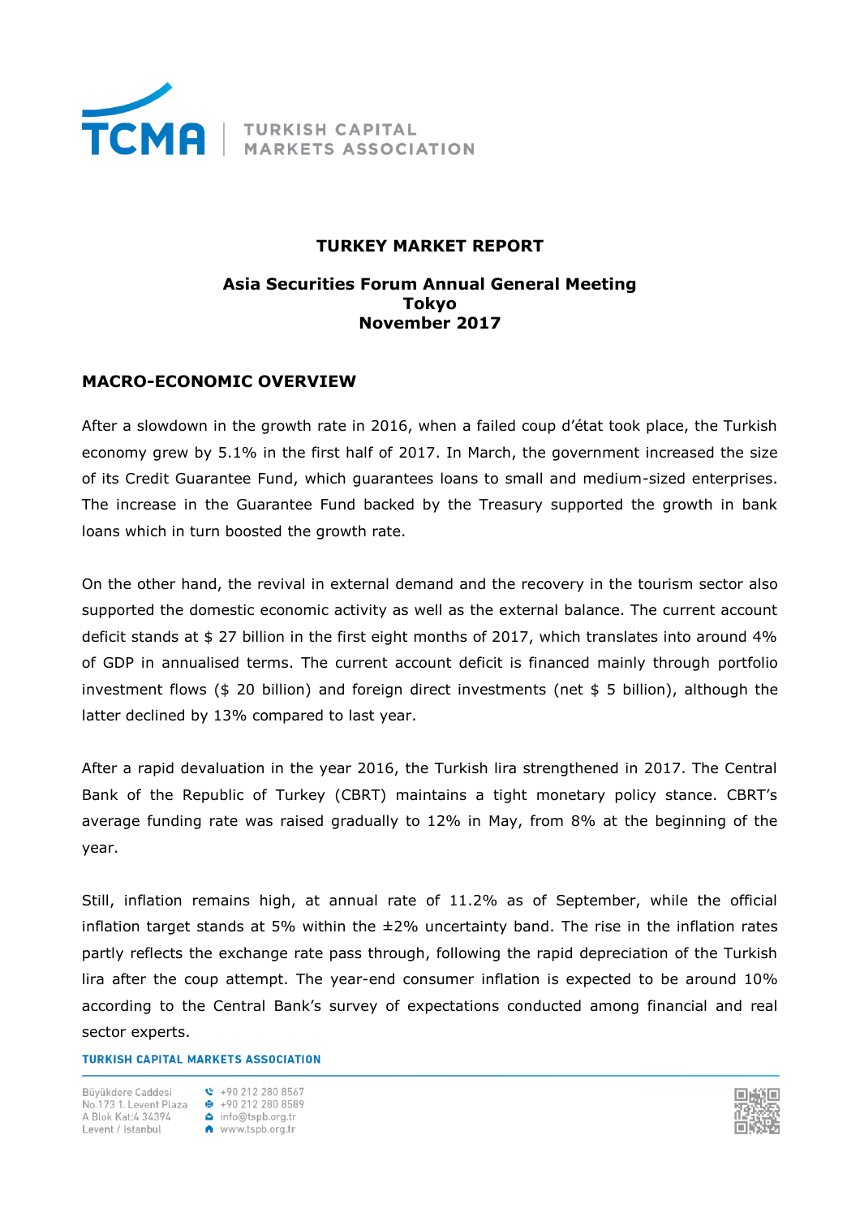**TURKEY MARKET REPORT**

**Asia Securities Forum Annual General Meeting**
**Tokyo**
**November 2017**

## MACRO-ECONOMIC OVERVIEW

After a slowdown in the growth rate in 2016, when a failed coup d'état took place, the Turkish economy grew by 5.1% in the first half of 2017. In March, the government increased the size of its Credit Guarantee Fund, which guarantees loans to small and medium-sized enterprises. The increase in the Guarantee Fund backed by the Treasury supported the growth in bank loans which in turn boosted the growth rate.

On the other hand, the revival in external demand and the recovery in the tourism sector also supported the domestic economic activity as well as the external balance. The current account deficit stands at $ 27 billion in the first eight months of 2017, which translates into around 4% of GDP in annualised terms. The current account deficit is financed mainly through portfolio investment flows ($ 20 billion) and foreign direct investments (net $ 5 billion), although the latter declined by 13% compared to last year.

After a rapid devaluation in the year 2016, the Turkish lira strengthened in 2017. The Central Bank of the Republic of Turkey (CBRT) maintains a tight monetary policy stance. CBRT's average funding rate was raised gradually to 12% in May, from 8% at the beginning of the year.

Still, inflation remains high, at annual rate of 11.2% as of September, while the official inflation target stands at 5% within the ±2% uncertainty band. The rise in the inflation rates partly reflects the exchange rate pass through, following the rapid depreciation of the Turkish lira after the coup attempt. The year-end consumer inflation is expected to be around 10% according to the Central Bank's survey of expectations conducted among financial and real sector experts.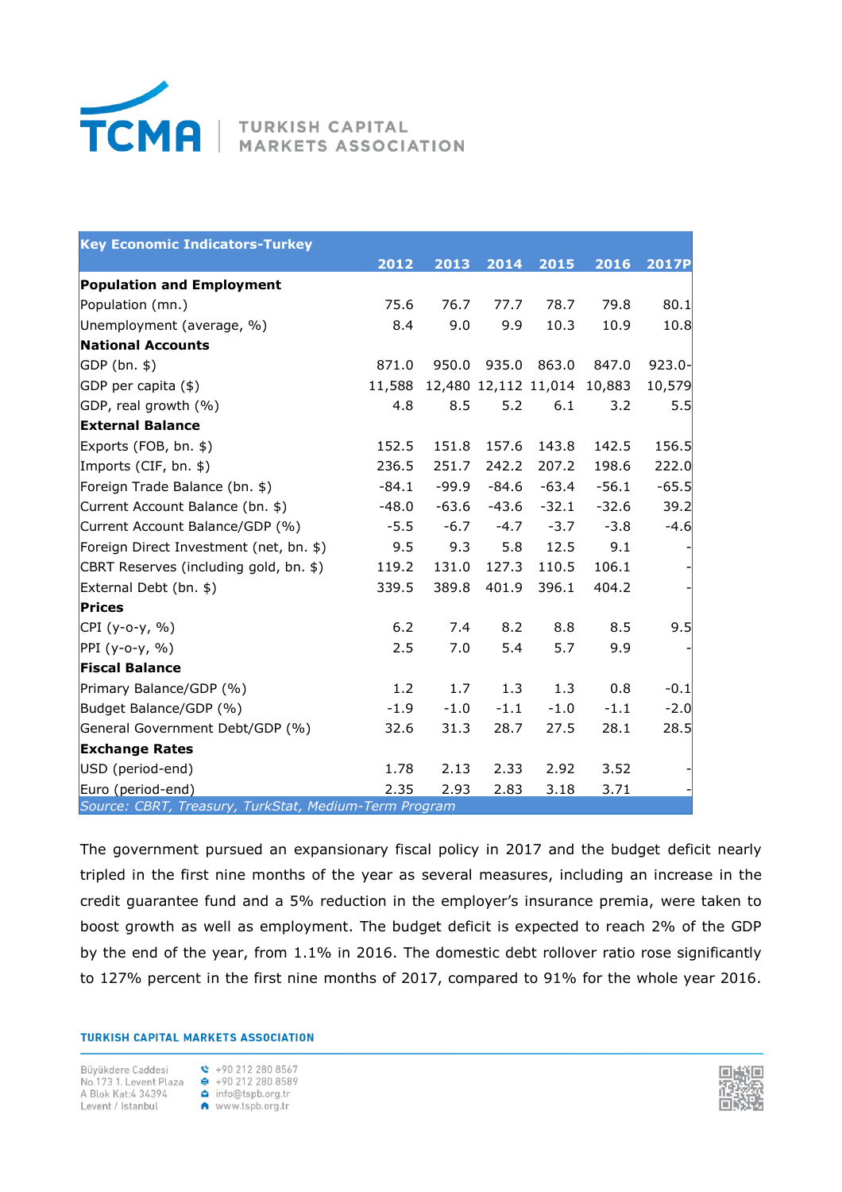| Key Economic Indicators-Turkey | 2012 | 2013 | 2014 | 2015 | 2016 | 2017P |
|---|---|---|---|---|---|---|
| **Population and Employment** | | | | | | |
| Population (mn.) | 75.6 | 76.7 | 77.7 | 78.7 | 79.8 | 80.1 |
| Unemployment (average, %) | 8.4 | 9.0 | 9.9 | 10.3 | 10.9 | 10.8 |
| **National Accounts** | | | | | | |
| GDP (bn. $) | 871.0 | 950.0 | 935.0 | 863.0 | 847.0 | 923.0- |
| GDP per capita ($) | 11,588 | 12,480 | 12,112 | 11,014 | 10,883 | 10,579 |
| GDP, real growth (%) | 4.8 | 8.5 | 5.2 | 6.1 | 3.2 | 5.5 |
| **External Balance** | | | | | | |
| Exports (FOB, bn. $) | 152.5 | 151.8 | 157.6 | 143.8 | 142.5 | 156.5 |
| Imports (CIF, bn. $) | 236.5 | 251.7 | 242.2 | 207.2 | 198.6 | 222.0 |
| Foreign Trade Balance (bn. $) | -84.1 | -99.9 | -84.6 | -63.4 | -56.1 | -65.5 |
| Current Account Balance (bn. $) | -48.0 | -63.6 | -43.6 | -32.1 | -32.6 | 39.2 |
| Current Account Balance/GDP (%) | -5.5 | -6.7 | -4.7 | -3.7 | -3.8 | -4.6 |
| Foreign Direct Investment (net, bn. $) | 9.5 | 9.3 | 5.8 | 12.5 | 9.1 | - |
| CBRT Reserves (including gold, bn. $) | 119.2 | 131.0 | 127.3 | 110.5 | 106.1 | - |
| External Debt (bn. $) | 339.5 | 389.8 | 401.9 | 396.1 | 404.2 | - |
| **Prices** | | | | | | |
| CPI (y-o-y, %) | 6.2 | 7.4 | 8.2 | 8.8 | 8.5 | 9.5 |
| PPI (y-o-y, %) | 2.5 | 7.0 | 5.4 | 5.7 | 9.9 | - |
| **Fiscal Balance** | | | | | | |
| Primary Balance/GDP (%) | 1.2 | 1.7 | 1.3 | 1.3 | 0.8 | -0.1 |
| Budget Balance/GDP (%) | -1.9 | -1.0 | -1.1 | -1.0 | -1.1 | -2.0 |
| General Government Debt/GDP (%) | 32.6 | 31.3 | 28.7 | 27.5 | 28.1 | 28.5 |
| **Exchange Rates** | | | | | | |
| USD (period-end) | 1.78 | 2.13 | 2.33 | 2.92 | 3.52 | - |
| Euro (period-end) | 2.35 | 2.93 | 2.83 | 3.18 | 3.71 | - |

*Source: CBRT, Treasury, TurkStat, Medium-Term Program*

The government pursued an expansionary fiscal policy in 2017 and the budget deficit nearly tripled in the first nine months of the year as several measures, including an increase in the credit guarantee fund and a 5% reduction in the employer's insurance premia, were taken to boost growth as well as employment. The budget deficit is expected to reach 2% of the GDP by the end of the year, from 1.1% in 2016. The domestic debt rollover ratio rose significantly to 127% percent in the first nine months of 2017, compared to 91% for the whole year 2016.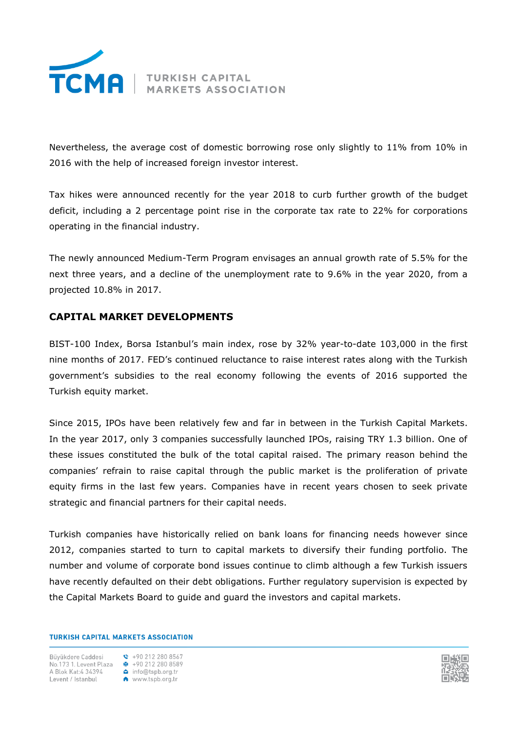Nevertheless, the average cost of domestic borrowing rose only slightly to 11% from 10% in 2016 with the help of increased foreign investor interest.

Tax hikes were announced recently for the year 2018 to curb further growth of the budget deficit, including a 2 percentage point rise in the corporate tax rate to 22% for corporations operating in the financial industry.

The newly announced Medium-Term Program envisages an annual growth rate of 5.5% for the next three years, and a decline of the unemployment rate to 9.6% in the year 2020, from a projected 10.8% in 2017.

## CAPITAL MARKET DEVELOPMENTS

BIST-100 Index, Borsa Istanbul's main index, rose by 32% year-to-date 103,000 in the first nine months of 2017. FED's continued reluctance to raise interest rates along with the Turkish government's subsidies to the real economy following the events of 2016 supported the Turkish equity market.

Since 2015, IPOs have been relatively few and far in between in the Turkish Capital Markets. In the year 2017, only 3 companies successfully launched IPOs, raising TRY 1.3 billion. One of these issues constituted the bulk of the total capital raised. The primary reason behind the companies' refrain to raise capital through the public market is the proliferation of private equity firms in the last few years. Companies have in recent years chosen to seek private strategic and financial partners for their capital needs.

Turkish companies have historically relied on bank loans for financing needs however since 2012, companies started to turn to capital markets to diversify their funding portfolio. The number and volume of corporate bond issues continue to climb although a few Turkish issuers have recently defaulted on their debt obligations. Further regulatory supervision is expected by the Capital Markets Board to guide and guard the investors and capital markets.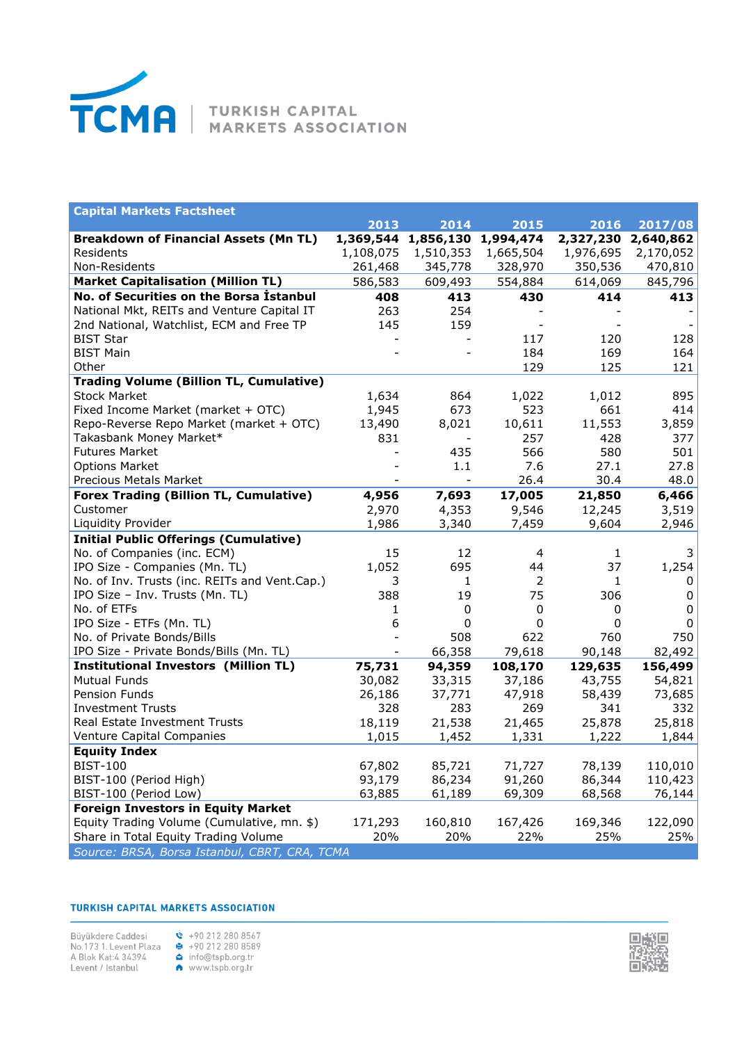TCMA | TURKISH CAPITAL MARKETS ASSOCIATION

| Capital Markets Factsheet | 2013 | 2014 | 2015 | 2016 | 2017/08 |
|---|---|---|---|---|---|
| **Breakdown of Financial Assets (Mn TL)** | **1,369,544** | **1,856,130** | **1,994,474** | **2,327,230** | **2,640,862** |
| Residents | 1,108,075 | 1,510,353 | 1,665,504 | 1,976,695 | 2,170,052 |
| Non-Residents | 261,468 | 345,778 | 328,970 | 350,536 | 470,810 |
| **Market Capitalisation (Million TL)** | 586,583 | 609,493 | 554,884 | 614,069 | 845,796 |
| **No. of Securities on the Borsa İstanbul** | **408** | **413** | **430** | **414** | **413** |
| National Mkt, REITs and Venture Capital IT | 263 | 254 | - | - | - |
| 2nd National, Watchlist, ECM and Free TP | 145 | 159 | - | - | - |
| BIST Star | - | - | 117 | 120 | 128 |
| BIST Main | - | - | 184 | 169 | 164 |
| Other | | | 129 | 125 | 121 |
| **Trading Volume (Billion TL, Cumulative)** | | | | | |
| Stock Market | 1,634 | 864 | 1,022 | 1,012 | 895 |
| Fixed Income Market (market + OTC) | 1,945 | 673 | 523 | 661 | 414 |
| Repo-Reverse Repo Market (market + OTC) | 13,490 | 8,021 | 10,611 | 11,553 | 3,859 |
| Takasbank Money Market* | 831 | - | 257 | 428 | 377 |
| Futures Market | - | 435 | 566 | 580 | 501 |
| Options Market | - | 1.1 | 7.6 | 27.1 | 27.8 |
| Precious Metals Market | - | - | 26.4 | 30.4 | 48.0 |
| **Forex Trading (Billion TL, Cumulative)** | **4,956** | **7,693** | **17,005** | **21,850** | **6,466** |
| Customer | 2,970 | 4,353 | 9,546 | 12,245 | 3,519 |
| Liquidity Provider | 1,986 | 3,340 | 7,459 | 9,604 | 2,946 |
| **Initial Public Offerings (Cumulative)** | | | | | |
| No. of Companies (inc. ECM) | 15 | 12 | 4 | 1 | 3 |
| IPO Size - Companies (Mn. TL) | 1,052 | 695 | 44 | 37 | 1,254 |
| No. of Inv. Trusts (inc. REITs and Vent.Cap.) | 3 | 1 | 2 | 1 | 0 |
| IPO Size – Inv. Trusts (Mn. TL) | 388 | 19 | 75 | 306 | 0 |
| No. of ETFs | 1 | 0 | 0 | 0 | 0 |
| IPO Size - ETFs (Mn. TL) | 6 | 0 | 0 | 0 | 0 |
| No. of Private Bonds/Bills | - | 508 | 622 | 760 | 750 |
| IPO Size - Private Bonds/Bills (Mn. TL) | - | 66,358 | 79,618 | 90,148 | 82,492 |
| **Institutional Investors (Million TL)** | **75,731** | **94,359** | **108,170** | **129,635** | **156,499** |
| Mutual Funds | 30,082 | 33,315 | 37,186 | 43,755 | 54,821 |
| Pension Funds | 26,186 | 37,771 | 47,918 | 58,439 | 73,685 |
| Investment Trusts | 328 | 283 | 269 | 341 | 332 |
| Real Estate Investment Trusts | 18,119 | 21,538 | 21,465 | 25,878 | 25,818 |
| Venture Capital Companies | 1,015 | 1,452 | 1,331 | 1,222 | 1,844 |
| **Equity Index** | | | | | |
| BIST-100 | 67,802 | 85,721 | 71,727 | 78,139 | 110,010 |
| BIST-100 (Period High) | 93,179 | 86,234 | 91,260 | 86,344 | 110,423 |
| BIST-100 (Period Low) | 63,885 | 61,189 | 69,309 | 68,568 | 76,144 |
| **Foreign Investors in Equity Market** | | | | | |
| Equity Trading Volume (Cumulative, mn. $) | 171,293 | 160,810 | 167,426 | 169,346 | 122,090 |
| Share in Total Equity Trading Volume | 20% | 20% | 22% | 25% | 25% |

*Source: BRSA, Borsa Istanbul, CBRT, CRA, TCMA*

**TURKISH CAPITAL MARKETS ASSOCIATION**

Büyükdere Caddesi
No.173 1. Levent Plaza
A Blok Kat:4 34394
Levent / İstanbul

+90 212 280 8567
+90 212 280 8589
info@tspb.org.tr
www.tspb.org.tr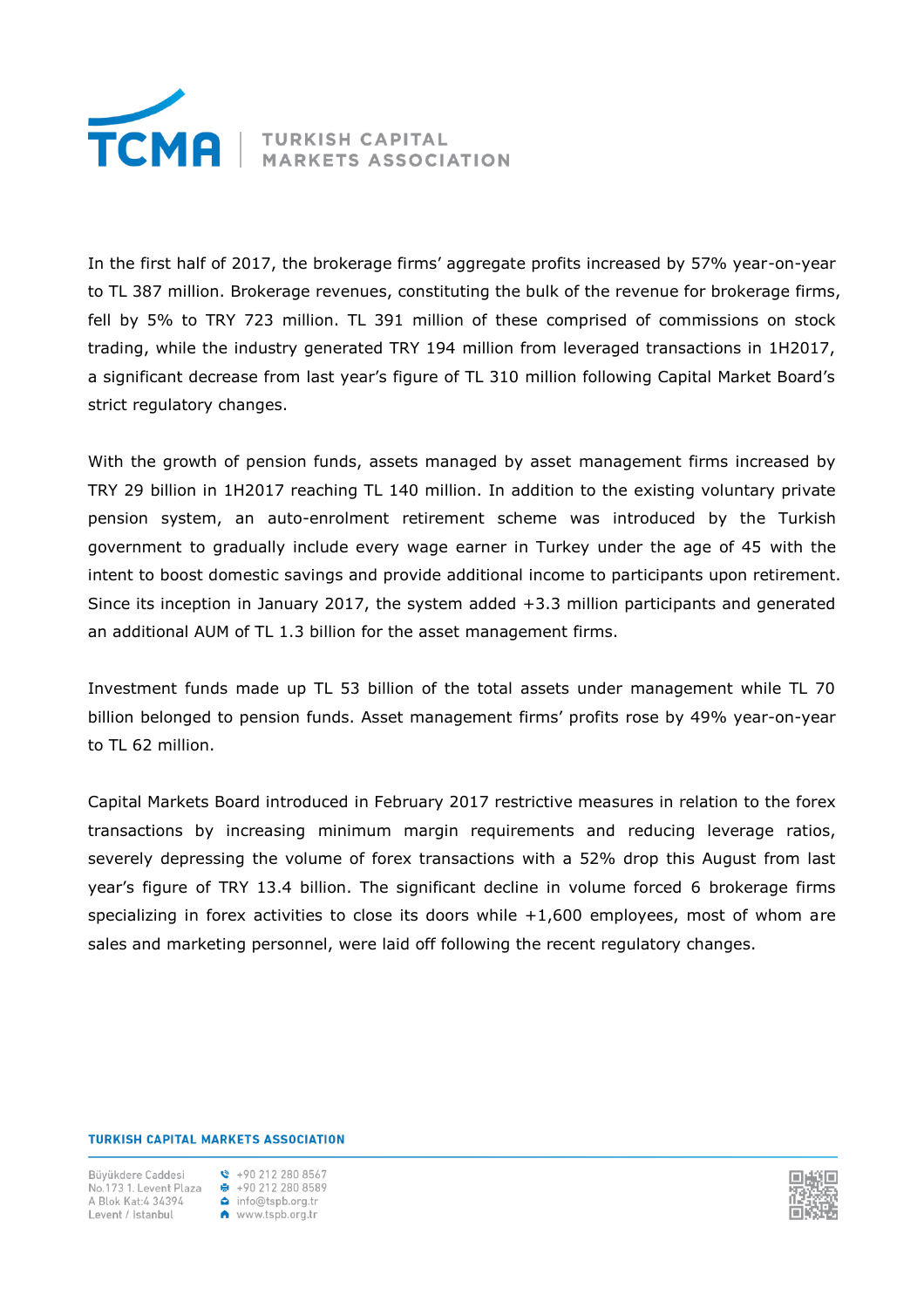In the first half of 2017, the brokerage firms' aggregate profits increased by 57% year-on-year to TL 387 million. Brokerage revenues, constituting the bulk of the revenue for brokerage firms, fell by 5% to TRY 723 million. TL 391 million of these comprised of commissions on stock trading, while the industry generated TRY 194 million from leveraged transactions in 1H2017, a significant decrease from last year's figure of TL 310 million following Capital Market Board's strict regulatory changes.

With the growth of pension funds, assets managed by asset management firms increased by TRY 29 billion in 1H2017 reaching TL 140 million. In addition to the existing voluntary private pension system, an auto-enrolment retirement scheme was introduced by the Turkish government to gradually include every wage earner in Turkey under the age of 45 with the intent to boost domestic savings and provide additional income to participants upon retirement. Since its inception in January 2017, the system added +3.3 million participants and generated an additional AUM of TL 1.3 billion for the asset management firms.

Investment funds made up TL 53 billion of the total assets under management while TL 70 billion belonged to pension funds. Asset management firms' profits rose by 49% year-on-year to TL 62 million.

Capital Markets Board introduced in February 2017 restrictive measures in relation to the forex transactions by increasing minimum margin requirements and reducing leverage ratios, severely depressing the volume of forex transactions with a 52% drop this August from last year's figure of TRY 13.4 billion. The significant decline in volume forced 6 brokerage firms specializing in forex activities to close its doors while +1,600 employees, most of whom are sales and marketing personnel, were laid off following the recent regulatory changes.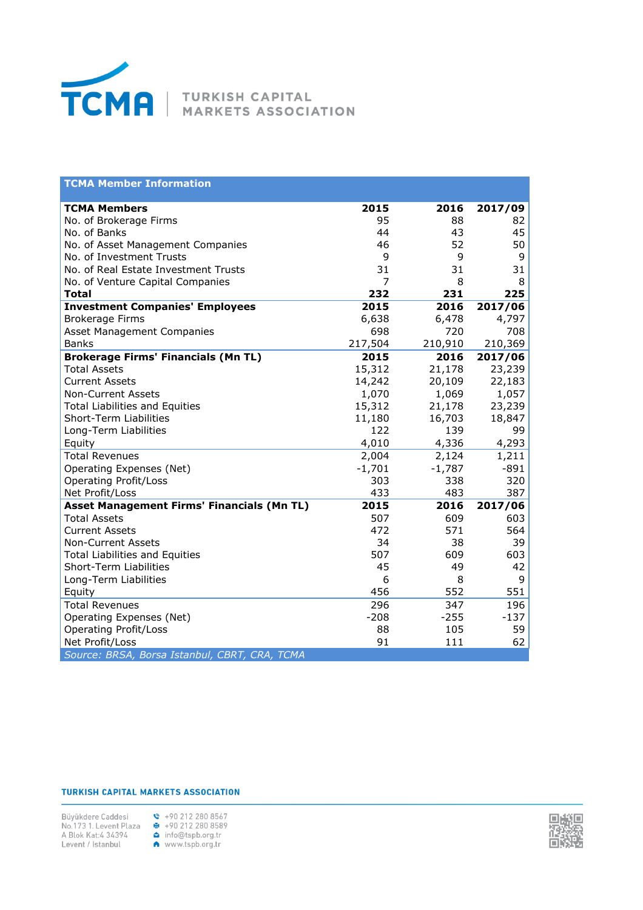TCMA | TURKISH CAPITAL MARKETS ASSOCIATION

| TCMA Member Information | | | |
|---|---|---|---|
| **TCMA Members** | **2015** | **2016** | **2017/09** |
| No. of Brokerage Firms | 95 | 88 | 82 |
| No. of Banks | 44 | 43 | 45 |
| No. of Asset Management Companies | 46 | 52 | 50 |
| No. of Investment Trusts | 9 | 9 | 9 |
| No. of Real Estate Investment Trusts | 31 | 31 | 31 |
| No. of Venture Capital Companies | 7 | 8 | 8 |
| **Total** | **232** | **231** | **225** |
| **Investment Companies' Employees** | **2015** | **2016** | **2017/06** |
| Brokerage Firms | 6,638 | 6,478 | 4,797 |
| Asset Management Companies | 698 | 720 | 708 |
| Banks | 217,504 | 210,910 | 210,369 |
| **Brokerage Firms' Financials (Mn TL)** | **2015** | **2016** | **2017/06** |
| Total Assets | 15,312 | 21,178 | 23,239 |
| Current Assets | 14,242 | 20,109 | 22,183 |
| Non-Current Assets | 1,070 | 1,069 | 1,057 |
| Total Liabilities and Equities | 15,312 | 21,178 | 23,239 |
| Short-Term Liabilities | 11,180 | 16,703 | 18,847 |
| Long-Term Liabilities | 122 | 139 | 99 |
| Equity | 4,010 | 4,336 | 4,293 |
| Total Revenues | 2,004 | 2,124 | 1,211 |
| Operating Expenses (Net) | -1,701 | -1,787 | -891 |
| Operating Profit/Loss | 303 | 338 | 320 |
| Net Profit/Loss | 433 | 483 | 387 |
| **Asset Management Firms' Financials (Mn TL)** | **2015** | **2016** | **2017/06** |
| Total Assets | 507 | 609 | 603 |
| Current Assets | 472 | 571 | 564 |
| Non-Current Assets | 34 | 38 | 39 |
| Total Liabilities and Equities | 507 | 609 | 603 |
| Short-Term Liabilities | 45 | 49 | 42 |
| Long-Term Liabilities | 6 | 8 | 9 |
| Equity | 456 | 552 | 551 |
| Total Revenues | 296 | 347 | 196 |
| Operating Expenses (Net) | -208 | -255 | -137 |
| Operating Profit/Loss | 88 | 105 | 59 |
| Net Profit/Loss | 91 | 111 | 62 |

*Source: BRSA, Borsa Istanbul, CBRT, CRA, TCMA*

**TURKISH CAPITAL MARKETS ASSOCIATION**

Büyükdere Caddesi
No.173 1. Levent Plaza
A Blok Kat:4 34394
Levent / İstanbul

+90 212 280 8567
+90 212 280 8589
info@tspb.org.tr
www.tspb.org.tr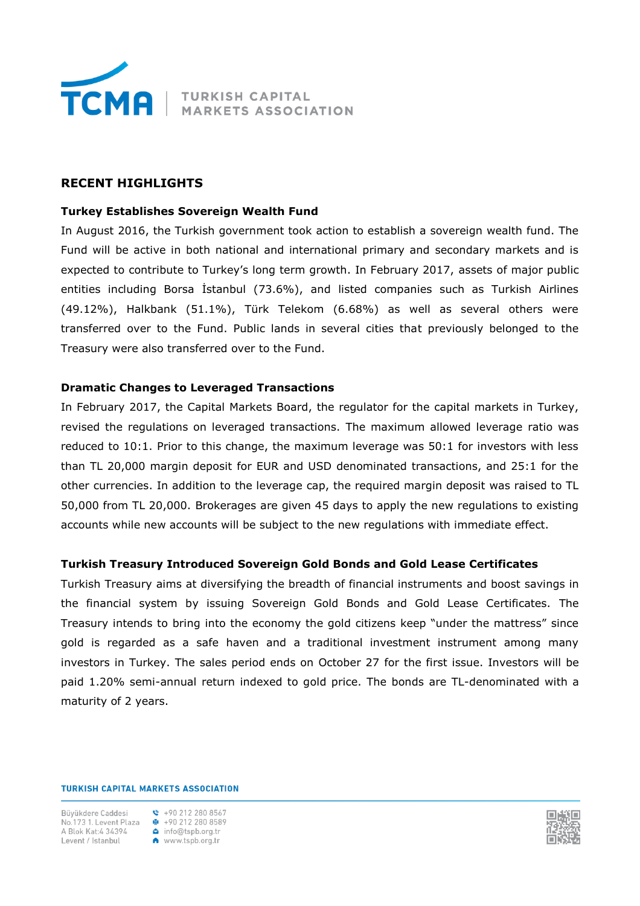## RECENT HIGHLIGHTS

### Turkey Establishes Sovereign Wealth Fund

In August 2016, the Turkish government took action to establish a sovereign wealth fund. The Fund will be active in both national and international primary and secondary markets and is expected to contribute to Turkey's long term growth. In February 2017, assets of major public entities including Borsa İstanbul (73.6%), and listed companies such as Turkish Airlines (49.12%), Halkbank (51.1%), Türk Telekom (6.68%) as well as several others were transferred over to the Fund. Public lands in several cities that previously belonged to the Treasury were also transferred over to the Fund.

### Dramatic Changes to Leveraged Transactions

In February 2017, the Capital Markets Board, the regulator for the capital markets in Turkey, revised the regulations on leveraged transactions. The maximum allowed leverage ratio was reduced to 10:1. Prior to this change, the maximum leverage was 50:1 for investors with less than TL 20,000 margin deposit for EUR and USD denominated transactions, and 25:1 for the other currencies. In addition to the leverage cap, the required margin deposit was raised to TL 50,000 from TL 20,000. Brokerages are given 45 days to apply the new regulations to existing accounts while new accounts will be subject to the new regulations with immediate effect.

### Turkish Treasury Introduced Sovereign Gold Bonds and Gold Lease Certificates

Turkish Treasury aims at diversifying the breadth of financial instruments and boost savings in the financial system by issuing Sovereign Gold Bonds and Gold Lease Certificates. The Treasury intends to bring into the economy the gold citizens keep "under the mattress" since gold is regarded as a safe haven and a traditional investment instrument among many investors in Turkey. The sales period ends on October 27 for the first issue. Investors will be paid 1.20% semi-annual return indexed to gold price. The bonds are TL-denominated with a maturity of 2 years.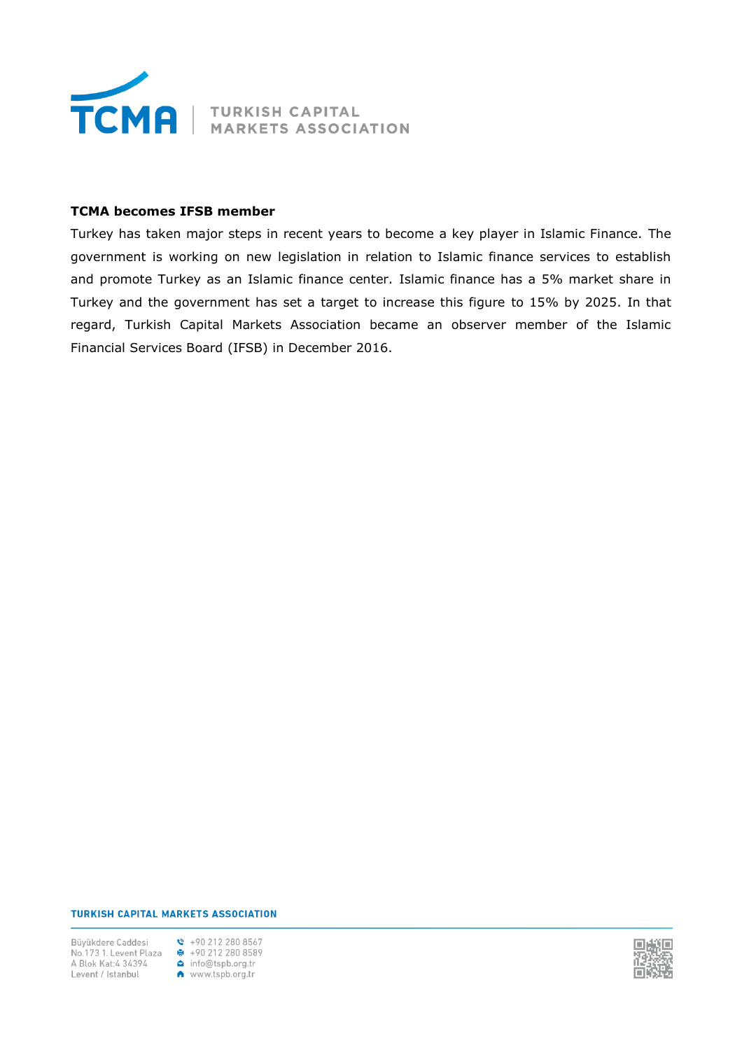**TCMA becomes IFSB member**

Turkey has taken major steps in recent years to become a key player in Islamic Finance. The government is working on new legislation in relation to Islamic finance services to establish and promote Turkey as an Islamic finance center. Islamic finance has a 5% market share in Turkey and the government has set a target to increase this figure to 15% by 2025. In that regard, Turkish Capital Markets Association became an observer member of the Islamic Financial Services Board (IFSB) in December 2016.